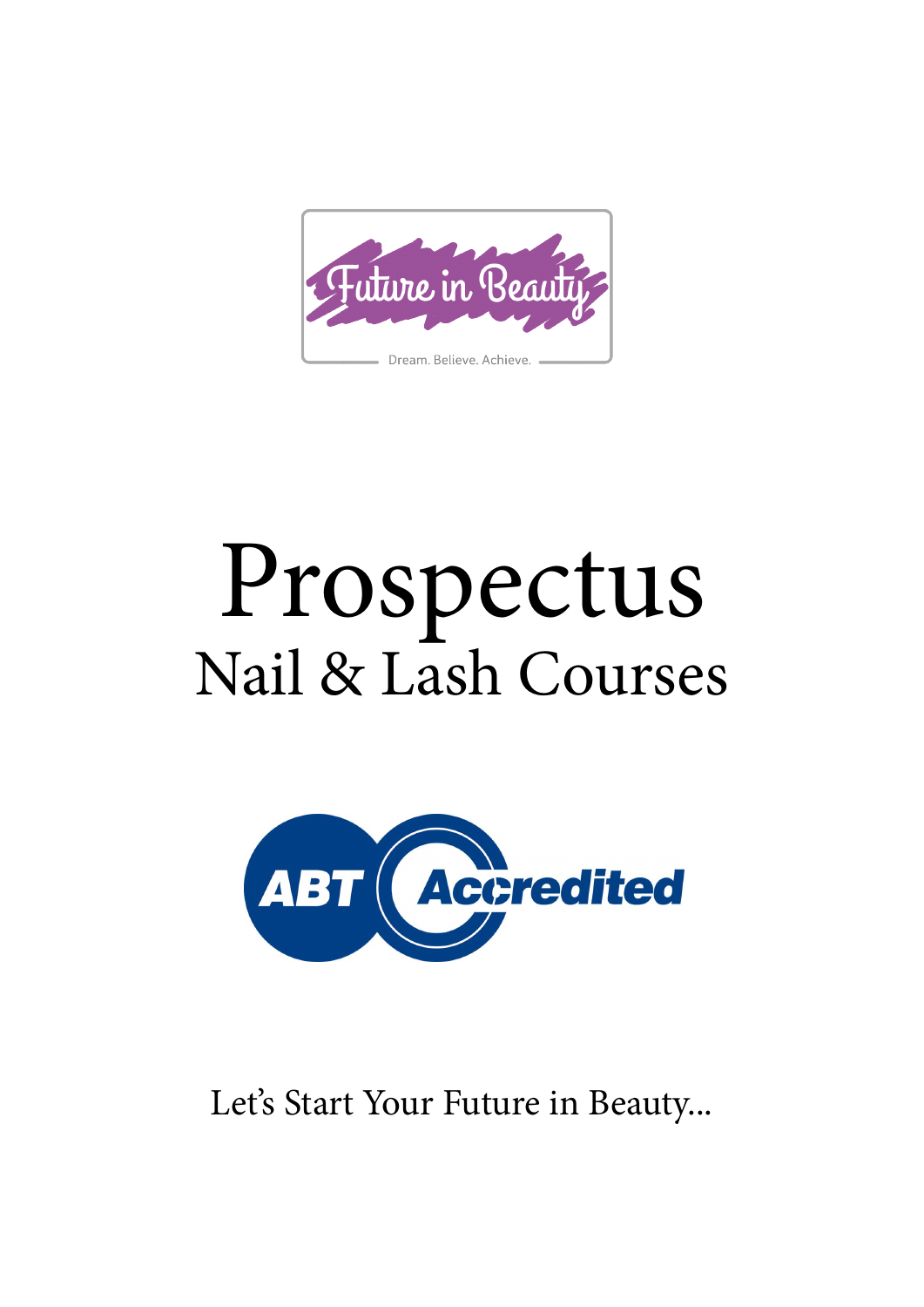Future in Beauty

Dream. Believe. Achieve.

# Prospectus

## Nail & Lash Courses

ABT Accredited

Let's Start Your Future in Beauty...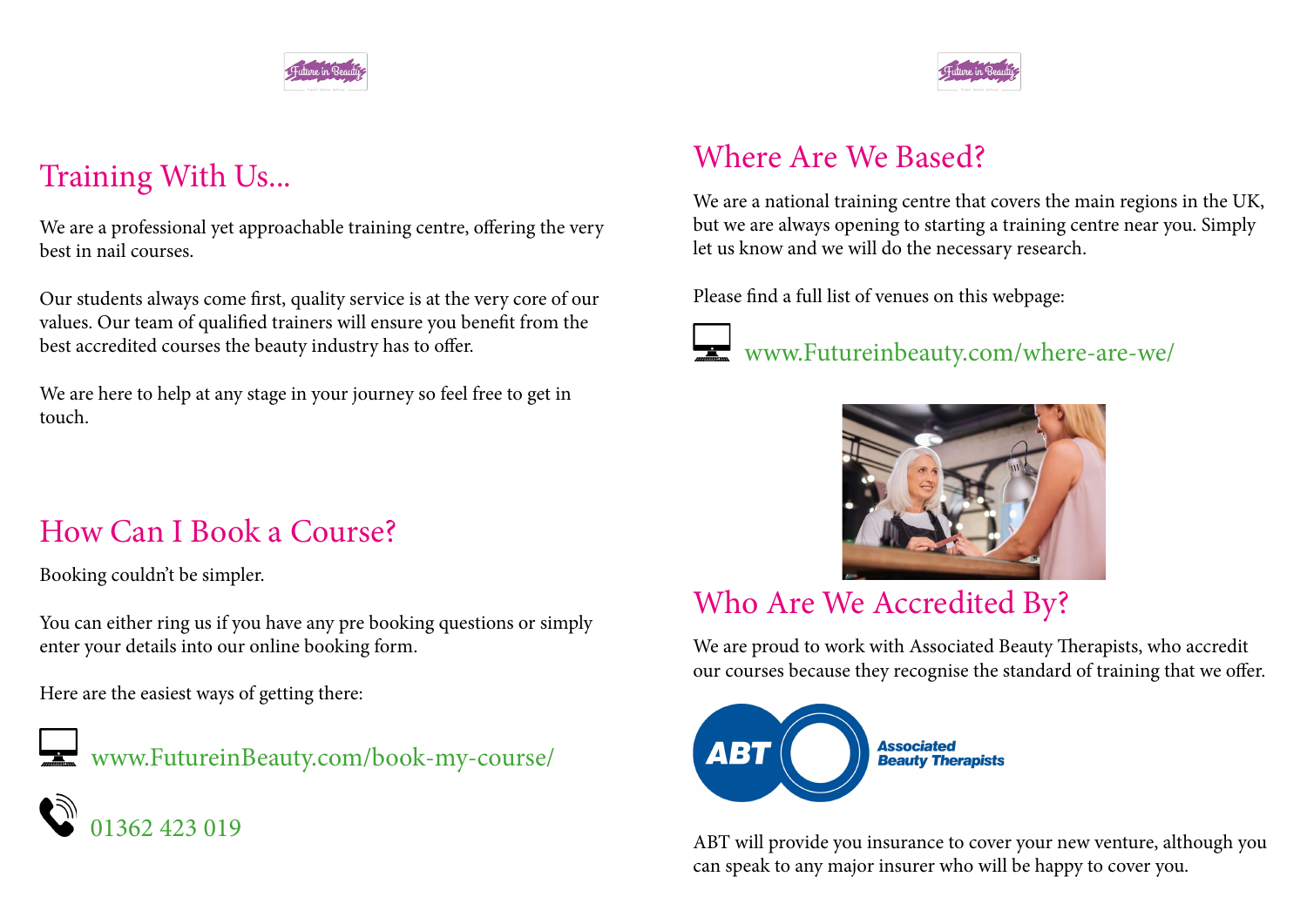## Training With Us...

We are a professional yet approachable training centre, offering the very best in nail courses.

Our students always come first, quality service is at the very core of our values. Our team of qualified trainers will ensure you benefit from the best accredited courses the beauty industry has to offer.

We are here to help at any stage in your journey so feel free to get in touch.

## How Can I Book a Course?

Booking couldn't be simpler.

You can either ring us if you have any pre booking questions or simply enter your details into our online booking form.

Here are the easiest ways of getting there:

www.FutureinBeauty.com/book-my-course/

01362 423 019

## Where Are We Based?

We are a national training centre that covers the main regions in the UK, but we are always opening to starting a training centre near you. Simply let us know and we will do the necessary research.

Please find a full list of venues on this webpage:

www.Futureinbeauty.com/where-are-we/

## Who Are We Accredited By?

We are proud to work with Associated Beauty Therapists, who accredit our courses because they recognise the standard of training that we offer.

ABT will provide you insurance to cover your new venture, although you can speak to any major insurer who will be happy to cover you.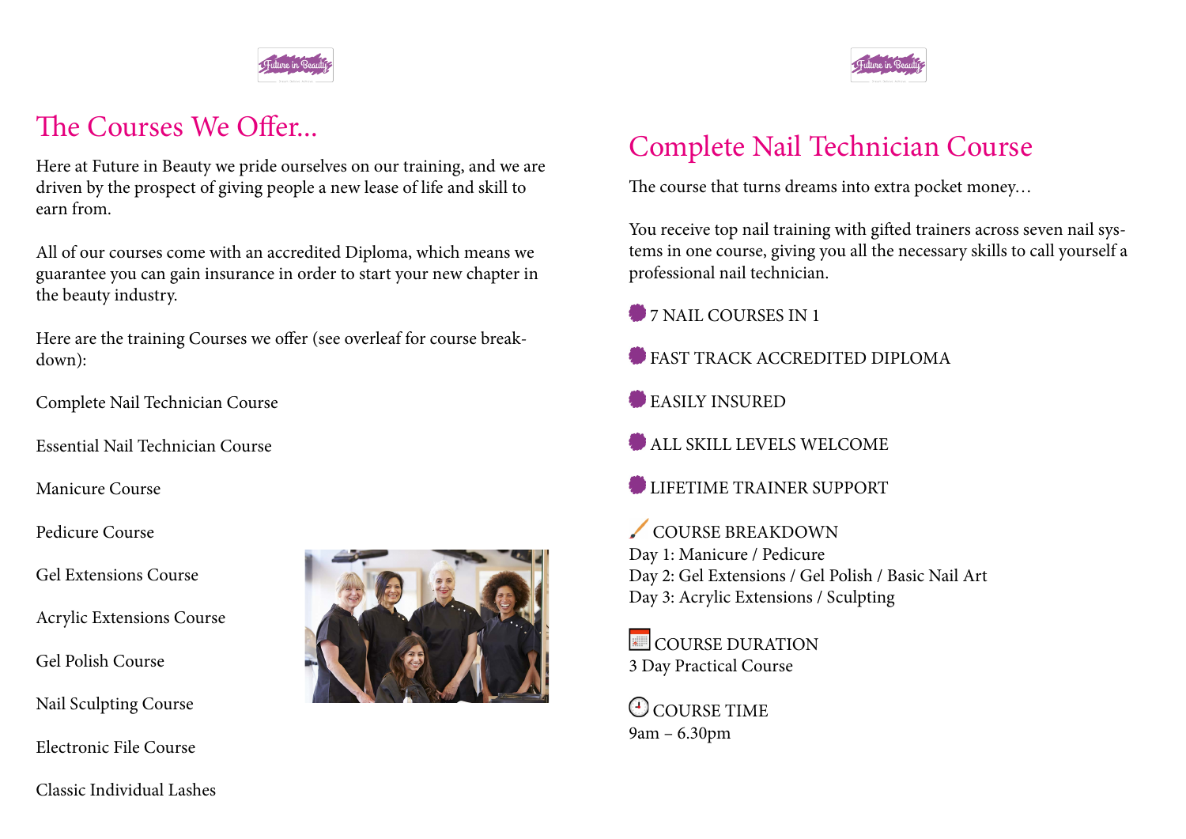# The Courses We Offer...

Here at Future in Beauty we pride ourselves on our training, and we are driven by the prospect of giving people a new lease of life and skill to earn from.

All of our courses come with an accredited Diploma, which means we guarantee you can gain insurance in order to start your new chapter in the beauty industry.

Here are the training Courses we offer (see overleaf for course breakdown):

Complete Nail Technician Course

Essential Nail Technician Course

Manicure Course

Pedicure Course

Gel Extensions Course

Acrylic Extensions Course

Gel Polish Course

Nail Sculpting Course

Electronic File Course

Classic Individual Lashes

# Complete Nail Technician Course

The course that turns dreams into extra pocket money…

You receive top nail training with gifted trainers across seven nail systems in one course, giving you all the necessary skills to call yourself a professional nail technician.

- 7 NAIL COURSES IN 1
- FAST TRACK ACCREDITED DIPLOMA
- EASILY INSURED
- ALL SKILL LEVELS WELCOME
- LIFETIME TRAINER SUPPORT

COURSE BREAKDOWN
Day 1: Manicure / Pedicure
Day 2: Gel Extensions / Gel Polish / Basic Nail Art
Day 3: Acrylic Extensions / Sculpting

COURSE DURATION
3 Day Practical Course

COURSE TIME
9am – 6.30pm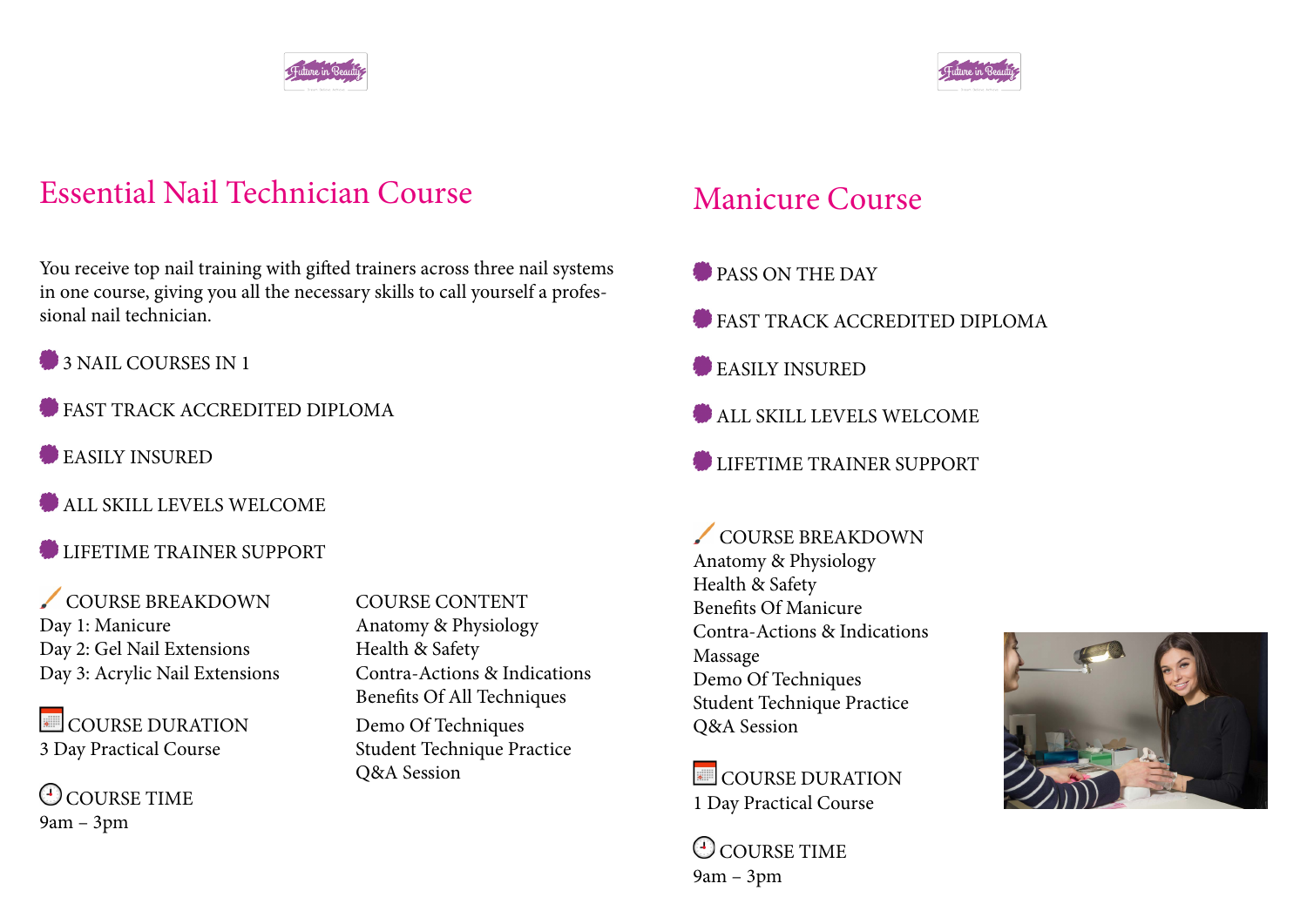# Essential Nail Technician Course

You receive top nail training with gifted trainers across three nail systems in one course, giving you all the necessary skills to call yourself a professional nail technician.

- 3 NAIL COURSES IN 1
- FAST TRACK ACCREDITED DIPLOMA
- EASILY INSURED
- ALL SKILL LEVELS WELCOME
- LIFETIME TRAINER SUPPORT

COURSE BREAKDOWN
Day 1: Manicure
Day 2: Gel Nail Extensions
Day 3: Acrylic Nail Extensions

COURSE DURATION
3 Day Practical Course

COURSE TIME
9am – 3pm

COURSE CONTENT
Anatomy & Physiology
Health & Safety
Contra-Actions & Indications
Benefits Of All Techniques
Demo Of Techniques
Student Technique Practice
Q&A Session

# Manicure Course

- PASS ON THE DAY
- FAST TRACK ACCREDITED DIPLOMA
- EASILY INSURED
- ALL SKILL LEVELS WELCOME
- LIFETIME TRAINER SUPPORT

COURSE BREAKDOWN
Anatomy & Physiology
Health & Safety
Benefits Of Manicure
Contra-Actions & Indications
Massage
Demo Of Techniques
Student Technique Practice
Q&A Session

COURSE DURATION
1 Day Practical Course

COURSE TIME
9am – 3pm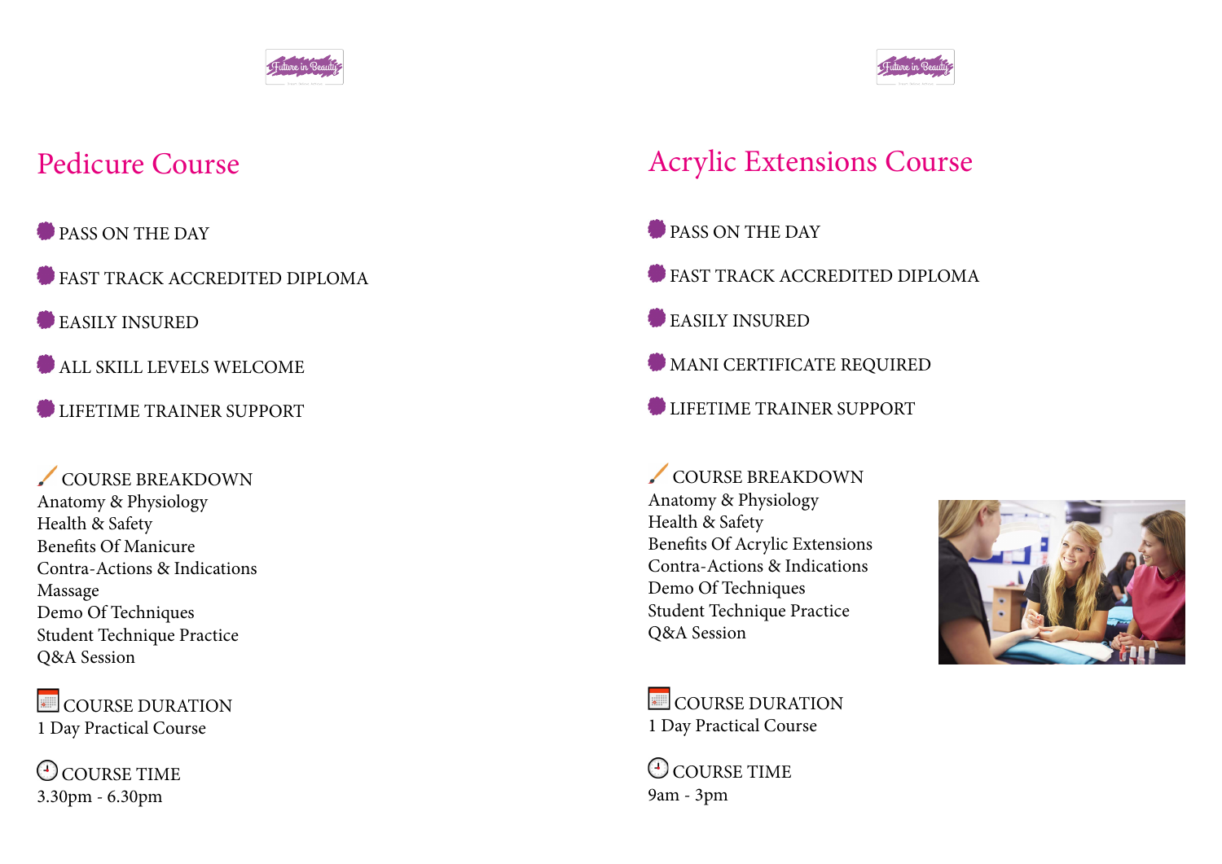# Pedicure Course

- PASS ON THE DAY
- FAST TRACK ACCREDITED DIPLOMA
- EASILY INSURED
- ALL SKILL LEVELS WELCOME
- LIFETIME TRAINER SUPPORT

COURSE BREAKDOWN
Anatomy & Physiology
Health & Safety
Benefits Of Manicure
Contra-Actions & Indications
Massage
Demo Of Techniques
Student Technique Practice
Q&A Session

COURSE DURATION
1 Day Practical Course

COURSE TIME
3.30pm - 6.30pm

# Acrylic Extensions Course

- PASS ON THE DAY
- FAST TRACK ACCREDITED DIPLOMA
- EASILY INSURED
- MANI CERTIFICATE REQUIRED
- LIFETIME TRAINER SUPPORT

COURSE BREAKDOWN
Anatomy & Physiology
Health & Safety
Benefits Of Acrylic Extensions
Contra-Actions & Indications
Demo Of Techniques
Student Technique Practice
Q&A Session

COURSE DURATION
1 Day Practical Course

COURSE TIME
9am - 3pm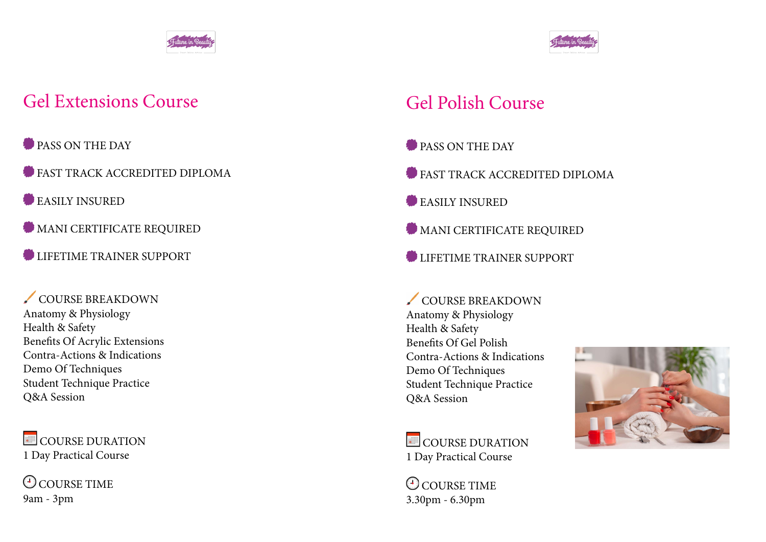# Gel Extensions Course

- PASS ON THE DAY
- FAST TRACK ACCREDITED DIPLOMA
- EASILY INSURED
- MANI CERTIFICATE REQUIRED
- LIFETIME TRAINER SUPPORT

COURSE BREAKDOWN
Anatomy & Physiology
Health & Safety
Benefits Of Acrylic Extensions
Contra-Actions & Indications
Demo Of Techniques
Student Technique Practice
Q&A Session

COURSE DURATION
1 Day Practical Course

COURSE TIME
9am - 3pm

# Gel Polish Course

- PASS ON THE DAY
- FAST TRACK ACCREDITED DIPLOMA
- EASILY INSURED
- MANI CERTIFICATE REQUIRED
- LIFETIME TRAINER SUPPORT

COURSE BREAKDOWN
Anatomy & Physiology
Health & Safety
Benefits Of Gel Polish
Contra-Actions & Indications
Demo Of Techniques
Student Technique Practice
Q&A Session

COURSE DURATION
1 Day Practical Course

COURSE TIME
3.30pm - 6.30pm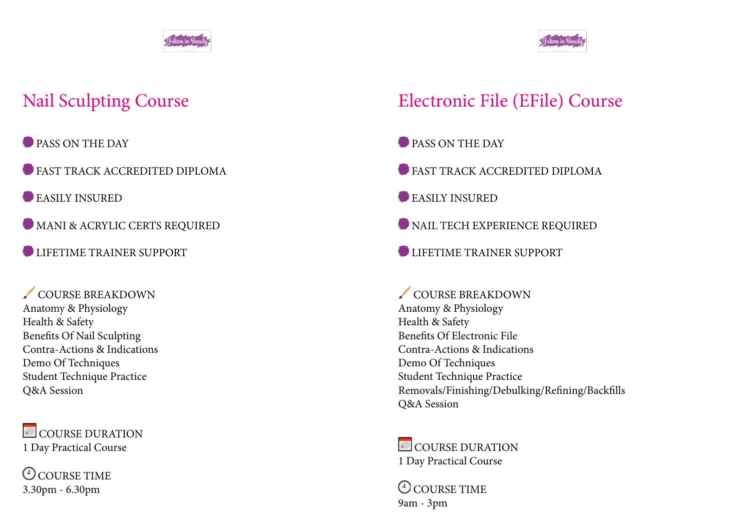# Nail Sculpting Course

- PASS ON THE DAY
- FAST TRACK ACCREDITED DIPLOMA
- EASILY INSURED
- MANI & ACRYLIC CERTS REQUIRED
- LIFETIME TRAINER SUPPORT

🖌️ COURSE BREAKDOWN
Anatomy & Physiology
Health & Safety
Benefits Of Nail Sculpting
Contra-Actions & Indications
Demo Of Techniques
Student Technique Practice
Q&A Session

📅 COURSE DURATION
1 Day Practical Course

🕘 COURSE TIME
3.30pm - 6.30pm

# Electronic File (EFile) Course

- PASS ON THE DAY
- FAST TRACK ACCREDITED DIPLOMA
- EASILY INSURED
- NAIL TECH EXPERIENCE REQUIRED
- LIFETIME TRAINER SUPPORT

🖌️ COURSE BREAKDOWN
Anatomy & Physiology
Health & Safety
Benefits Of Electronic File
Contra-Actions & Indications
Demo Of Techniques
Student Technique Practice
Removals/Finishing/Debulking/Refining/Backfills
Q&A Session

📅 COURSE DURATION
1 Day Practical Course

🕘 COURSE TIME
9am - 3pm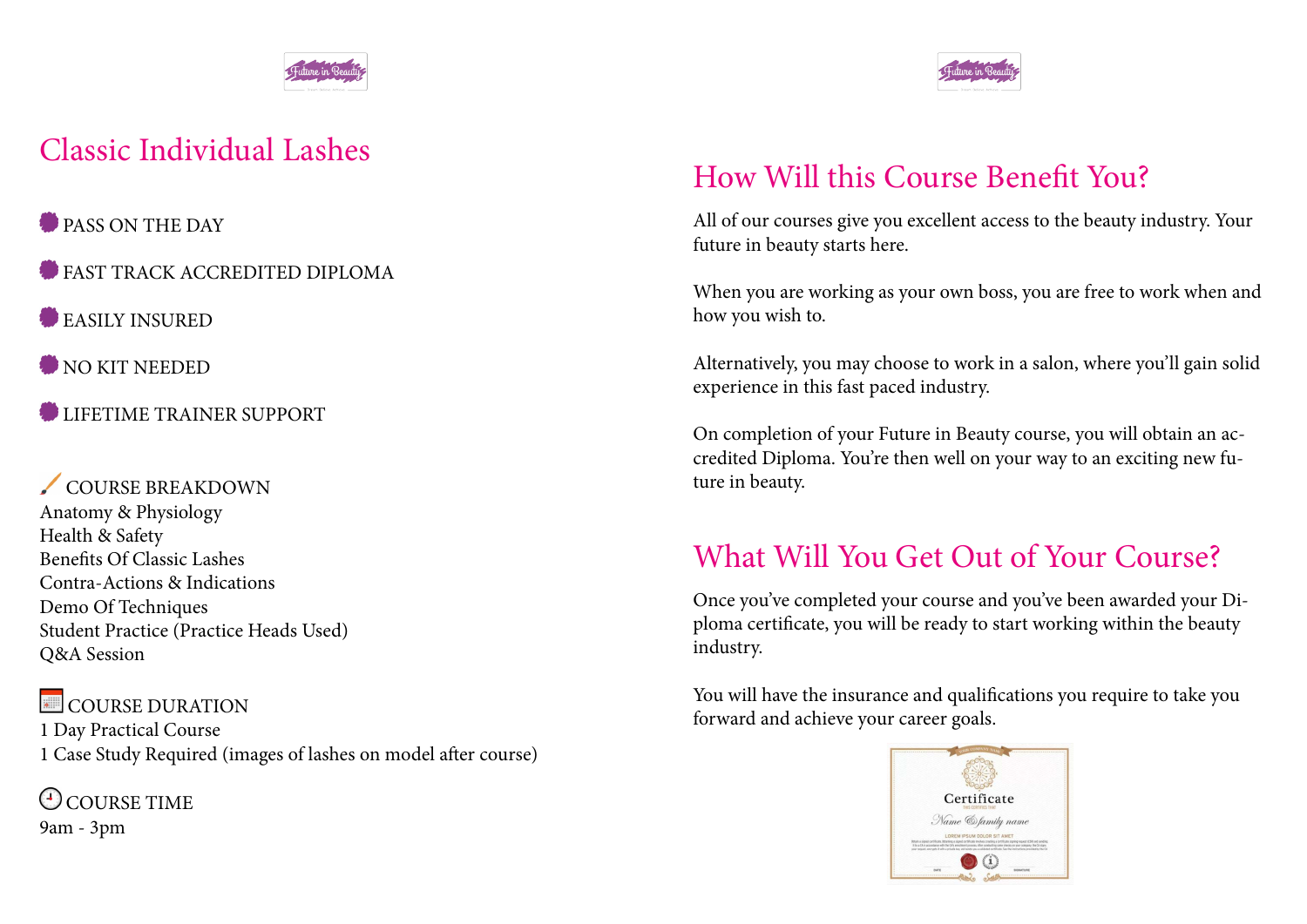# Classic Individual Lashes

- PASS ON THE DAY
- FAST TRACK ACCREDITED DIPLOMA
- EASILY INSURED
- NO KIT NEEDED
- LIFETIME TRAINER SUPPORT

COURSE BREAKDOWN
Anatomy & Physiology
Health & Safety
Benefits Of Classic Lashes
Contra-Actions & Indications
Demo Of Techniques
Student Practice (Practice Heads Used)
Q&A Session

COURSE DURATION
1 Day Practical Course
1 Case Study Required (images of lashes on model after course)

COURSE TIME
9am - 3pm

## How Will this Course Benefit You?

All of our courses give you excellent access to the beauty industry. Your future in beauty starts here.

When you are working as your own boss, you are free to work when and how you wish to.

Alternatively, you may choose to work in a salon, where you'll gain solid experience in this fast paced industry.

On completion of your Future in Beauty course, you will obtain an accredited Diploma. You're then well on your way to an exciting new future in beauty.

## What Will You Get Out of Your Course?

Once you've completed your course and you've been awarded your Diploma certificate, you will be ready to start working within the beauty industry.

You will have the insurance and qualifications you require to take you forward and achieve your career goals.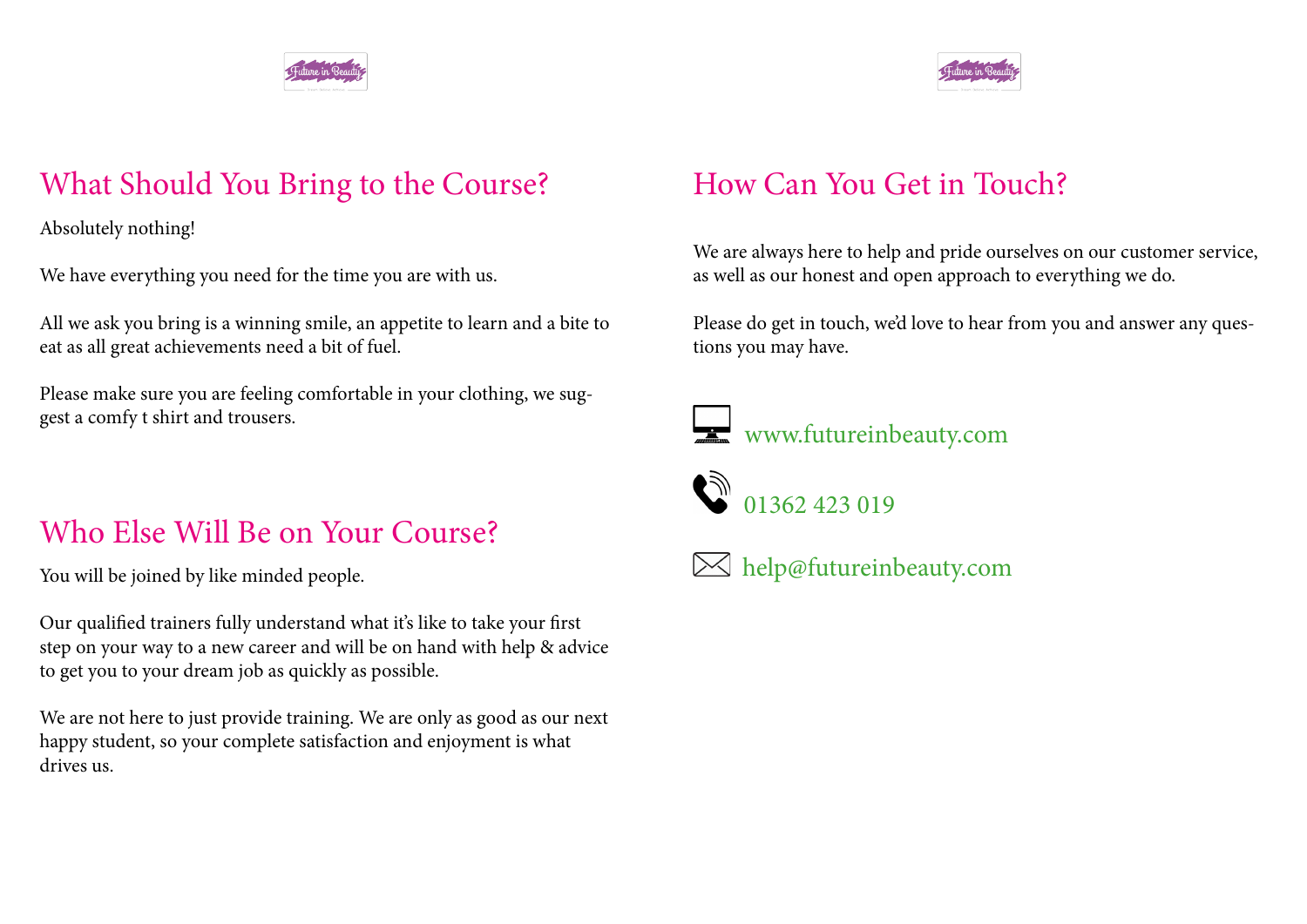## What Should You Bring to the Course?

Absolutely nothing!

We have everything you need for the time you are with us.

All we ask you bring is a winning smile, an appetite to learn and a bite to eat as all great achievements need a bit of fuel.

Please make sure you are feeling comfortable in your clothing, we suggest a comfy t shirt and trousers.

## Who Else Will Be on Your Course?

You will be joined by like minded people.

Our qualified trainers fully understand what it's like to take your first step on your way to a new career and will be on hand with help & advice to get you to your dream job as quickly as possible.

We are not here to just provide training. We are only as good as our next happy student, so your complete satisfaction and enjoyment is what drives us.

## How Can You Get in Touch?

We are always here to help and pride ourselves on our customer service, as well as our honest and open approach to everything we do.

Please do get in touch, we'd love to hear from you and answer any questions you may have.

www.futureinbeauty.com

01362 423 019

help@futureinbeauty.com